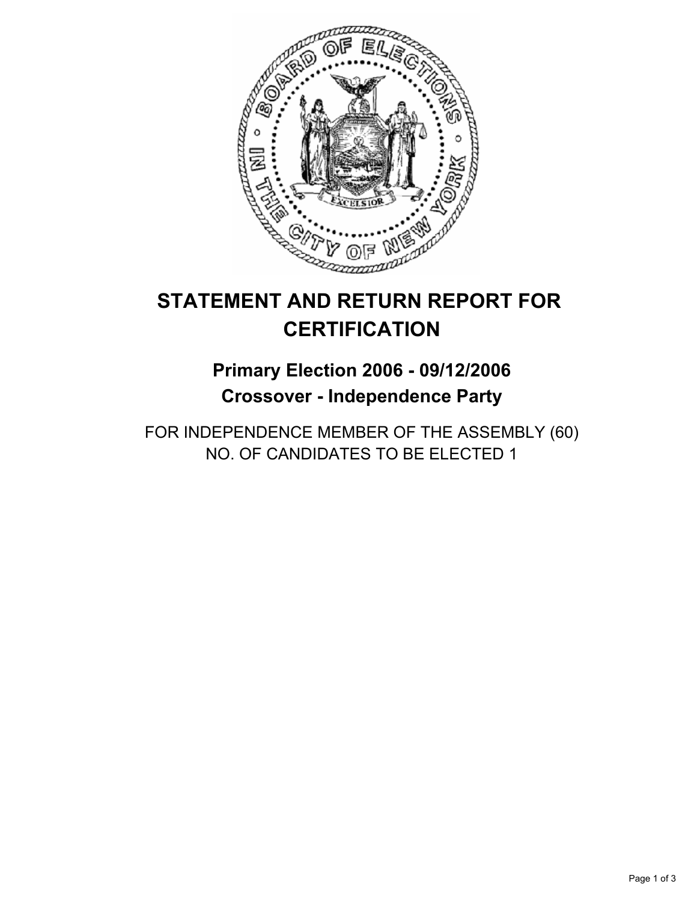# STATEMENT AND RETURN REPORT FOR CERTIFICATION

## Primary Election 2006 - 09/12/2006
## Crossover - Independence Party

FOR INDEPENDENCE MEMBER OF THE ASSEMBLY (60)
NO. OF CANDIDATES TO BE ELECTED 1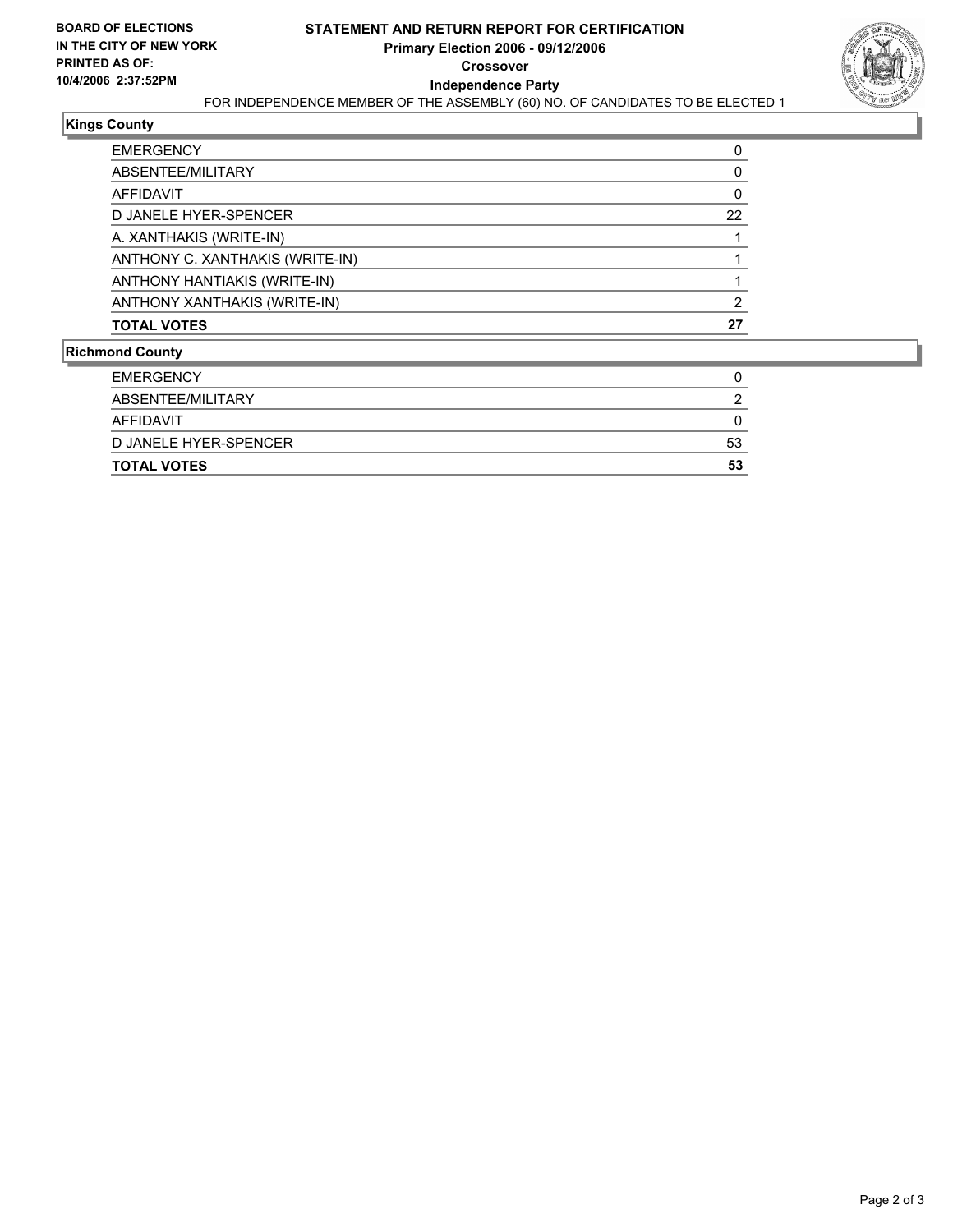**BOARD OF ELECTIONS IN THE CITY OF NEW YORK PRINTED AS OF: 10/4/2006 2:37:52PM**

# STATEMENT AND RETURN REPORT FOR CERTIFICATION

## Primary Election 2006 - 09/12/2006

### Crossover

### Independence Party

FOR INDEPENDENCE MEMBER OF THE ASSEMBLY (60) NO. OF CANDIDATES TO BE ELECTED 1

**Kings County**

| | |
|---|---|
| EMERGENCY | 0 |
| ABSENTEE/MILITARY | 0 |
| AFFIDAVIT | 0 |
| D JANELE HYER-SPENCER | 22 |
| A. XANTHAKIS (WRITE-IN) | 1 |
| ANTHONY C. XANTHAKIS (WRITE-IN) | 1 |
| ANTHONY HANTIAKIS (WRITE-IN) | 1 |
| ANTHONY XANTHAKIS (WRITE-IN) | 2 |
| **TOTAL VOTES** | **27** |

**Richmond County**

| | |
|---|---|
| EMERGENCY | 0 |
| ABSENTEE/MILITARY | 2 |
| AFFIDAVIT | 0 |
| D JANELE HYER-SPENCER | 53 |
| **TOTAL VOTES** | **53** |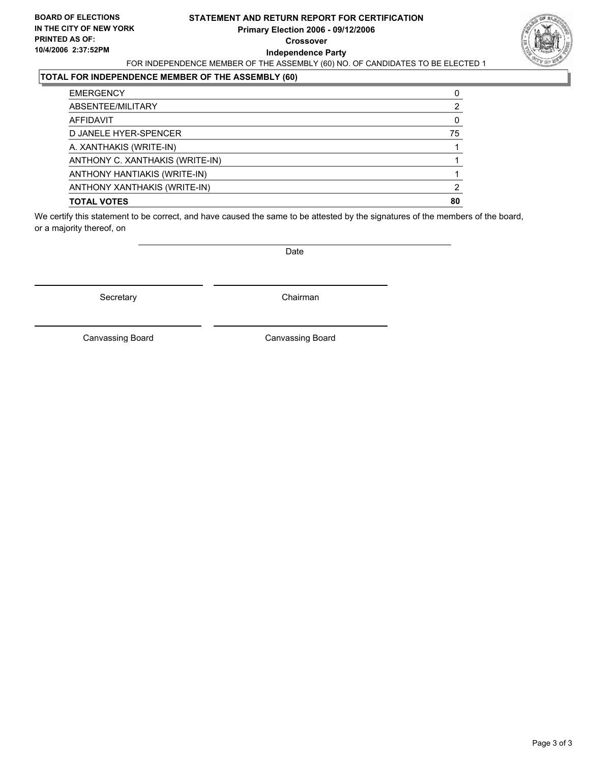**BOARD OF ELECTIONS IN THE CITY OF NEW YORK PRINTED AS OF: 10/4/2006 2:37:52PM**

# STATEMENT AND RETURN REPORT FOR CERTIFICATION

**Primary Election 2006 - 09/12/2006**

**Crossover**

**Independence Party**

FOR INDEPENDENCE MEMBER OF THE ASSEMBLY (60) NO. OF CANDIDATES TO BE ELECTED 1

## TOTAL FOR INDEPENDENCE MEMBER OF THE ASSEMBLY (60)

| | |
|---|---|
| EMERGENCY | 0 |
| ABSENTEE/MILITARY | 2 |
| AFFIDAVIT | 0 |
| D JANELE HYER-SPENCER | 75 |
| A. XANTHAKIS (WRITE-IN) | 1 |
| ANTHONY C. XANTHAKIS (WRITE-IN) | 1 |
| ANTHONY HANTIAKIS (WRITE-IN) | 1 |
| ANTHONY XANTHAKIS (WRITE-IN) | 2 |
| **TOTAL VOTES** | **80** |

We certify this statement to be correct, and have caused the same to be attested by the signatures of the members of the board, or a majority thereof, on

Date

Secretary

Chairman

Canvassing Board

Canvassing Board